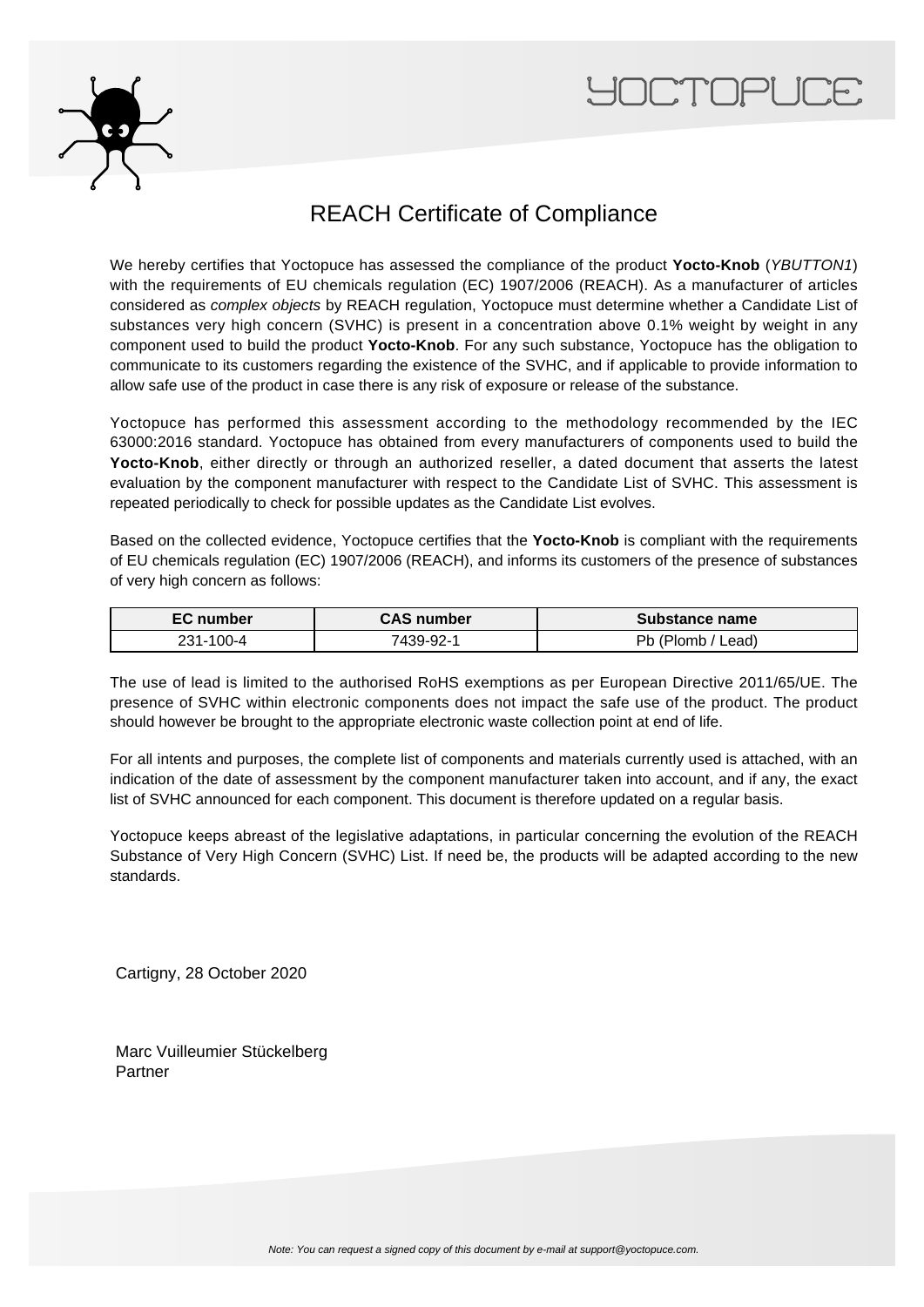# REACH Certificate of Compliance

We hereby certifies that Yoctopuce has assessed the compliance of the product **Yocto-Knob** (*YBUTTON1*) with the requirements of EU chemicals regulation (EC) 1907/2006 (REACH). As a manufacturer of articles considered as *complex objects* by REACH regulation, Yoctopuce must determine whether a Candidate List of substances very high concern (SVHC) is present in a concentration above 0.1% weight by weight in any component used to build the product **Yocto-Knob**. For any such substance, Yoctopuce has the obligation to communicate to its customers regarding the existence of the SVHC, and if applicable to provide information to allow safe use of the product in case there is any risk of exposure or release of the substance.

Yoctopuce has performed this assessment according to the methodology recommended by the IEC 63000:2016 standard. Yoctopuce has obtained from every manufacturers of components used to build the **Yocto-Knob**, either directly or through an authorized reseller, a dated document that asserts the latest evaluation by the component manufacturer with respect to the Candidate List of SVHC. This assessment is repeated periodically to check for possible updates as the Candidate List evolves.

Based on the collected evidence, Yoctopuce certifies that the **Yocto-Knob** is compliant with the requirements of EU chemicals regulation (EC) 1907/2006 (REACH), and informs its customers of the presence of substances of very high concern as follows:

| EC number | CAS number | Substance name |
| --- | --- | --- |
| 231-100-4 | 7439-92-1 | Pb (Plomb / Lead) |

The use of lead is limited to the authorised RoHS exemptions as per European Directive 2011/65/UE. The presence of SVHC within electronic components does not impact the safe use of the product. The product should however be brought to the appropriate electronic waste collection point at end of life.

For all intents and purposes, the complete list of components and materials currently used is attached, with an indication of the date of assessment by the component manufacturer taken into account, and if any, the exact list of SVHC announced for each component. This document is therefore updated on a regular basis.

Yoctopuce keeps abreast of the legislative adaptations, in particular concerning the evolution of the REACH Substance of Very High Concern (SVHC) List. If need be, the products will be adapted according to the new standards.

Cartigny, 28 October 2020

Marc Vuilleumier Stückelberg
Partner

*Note: You can request a signed copy of this document by e-mail at support@yoctopuce.com.*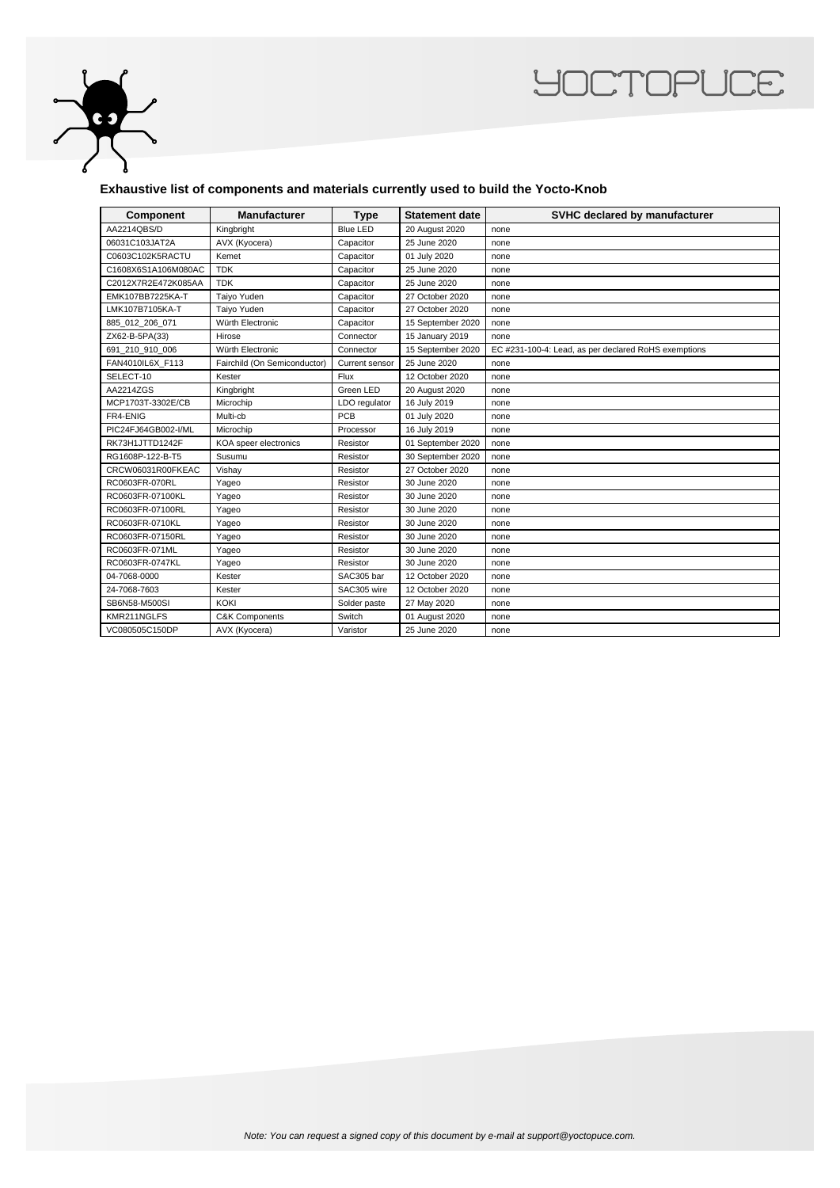## Exhaustive list of components and materials currently used to build the Yocto-Knob

| Component | Manufacturer | Type | Statement date | SVHC declared by manufacturer |
|---|---|---|---|---|
| AA2214QBS/D | Kingbright | Blue LED | 20 August 2020 | none |
| 06031C103JAT2A | AVX (Kyocera) | Capacitor | 25 June 2020 | none |
| C0603C102K5RACTU | Kemet | Capacitor | 01 July 2020 | none |
| C1608X6S1A106M080AC | TDK | Capacitor | 25 June 2020 | none |
| C2012X7R2E472K085AA | TDK | Capacitor | 25 June 2020 | none |
| EMK107BB7225KA-T | Taiyo Yuden | Capacitor | 27 October 2020 | none |
| LMK107B7105KA-T | Taiyo Yuden | Capacitor | 27 October 2020 | none |
| 885_012_206_071 | Würth Electronic | Capacitor | 15 September 2020 | none |
| ZX62-B-5PA(33) | Hirose | Connector | 15 January 2019 | none |
| 691_210_910_006 | Würth Electronic | Connector | 15 September 2020 | EC #231-100-4: Lead, as per declared RoHS exemptions |
| FAN4010IL6X_F113 | Fairchild (On Semiconductor) | Current sensor | 25 June 2020 | none |
| SELECT-10 | Kester | Flux | 12 October 2020 | none |
| AA2214ZGS | Kingbright | Green LED | 20 August 2020 | none |
| MCP1703T-3302E/CB | Microchip | LDO regulator | 16 July 2019 | none |
| FR4-ENIG | Multi-cb | PCB | 01 July 2020 | none |
| PIC24FJ64GB002-I/ML | Microchip | Processor | 16 July 2019 | none |
| RK73H1JTTD1242F | KOA speer electronics | Resistor | 01 September 2020 | none |
| RG1608P-122-B-T5 | Susumu | Resistor | 30 September 2020 | none |
| CRCW06031R00FKEAC | Vishay | Resistor | 27 October 2020 | none |
| RC0603FR-070RL | Yageo | Resistor | 30 June 2020 | none |
| RC0603FR-07100KL | Yageo | Resistor | 30 June 2020 | none |
| RC0603FR-07100RL | Yageo | Resistor | 30 June 2020 | none |
| RC0603FR-0710KL | Yageo | Resistor | 30 June 2020 | none |
| RC0603FR-07150RL | Yageo | Resistor | 30 June 2020 | none |
| RC0603FR-071ML | Yageo | Resistor | 30 June 2020 | none |
| RC0603FR-0747KL | Yageo | Resistor | 30 June 2020 | none |
| 04-7068-0000 | Kester | SAC305 bar | 12 October 2020 | none |
| 24-7068-7603 | Kester | SAC305 wire | 12 October 2020 | none |
| SB6N58-M500SI | KOKI | Solder paste | 27 May 2020 | none |
| KMR211NGLFS | C&K Components | Switch | 01 August 2020 | none |
| VC080505C150DP | AVX (Kyocera) | Varistor | 25 June 2020 | none |

*Note: You can request a signed copy of this document by e-mail at support@yoctopuce.com.*